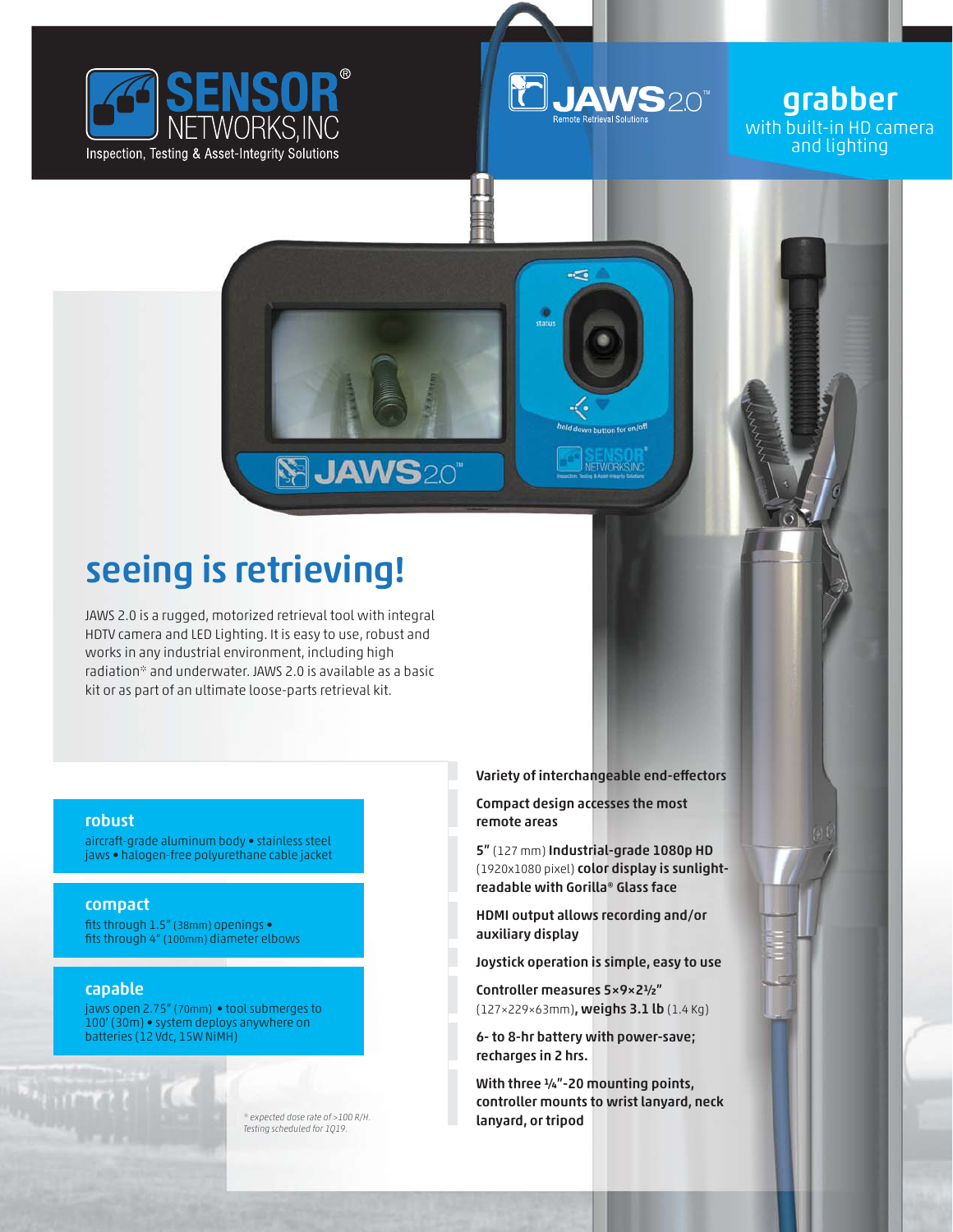SENSOR® NETWORKS, INC
Inspection, Testing & Asset-Integrity Solutions

JAWS 2.0™
Remote Retrieval Solutions

## grabber

with built-in HD camera and lighting

# seeing is retrieving!

JAWS 2.0 is a rugged, motorized retrieval tool with integral HDTV camera and LED Lighting. It is easy to use, robust and works in any industrial environment, including high radiation* and underwater. JAWS 2.0 is available as a basic kit or as part of an ultimate loose-parts retrieval kit.

### robust

aircraft-grade aluminum body • stainless steel jaws • halogen-free polyurethane cable jacket

### compact

fits through 1.5" (38mm) openings • fits through 4" (100mm) diameter elbows

### capable

jaws open 2.75" (70mm) • tool submerges to 100' (30m) • system deploys anywhere on batteries (12 Vdc, 15W NiMH)

*\* expected dose rate of >100 R/H. Testing scheduled for 1Q19.*

**Variety of interchangeable end-effectors**

**Compact design accesses the most remote areas**

**5"** (127 mm) **Industrial-grade 1080p HD** (1920x1080 pixel) **color display is sunlight-readable with Gorilla® Glass face**

**HDMI output allows recording and/or auxiliary display**

**Joystick operation is simple, easy to use**

**Controller measures 5×9×2½"** (127×229×63mm)**, weighs 3.1 lb** (1.4 Kg)

**6- to 8-hr battery with power-save; recharges in 2 hrs.**

**With three ¼"-20 mounting points, controller mounts to wrist lanyard, neck lanyard, or tripod**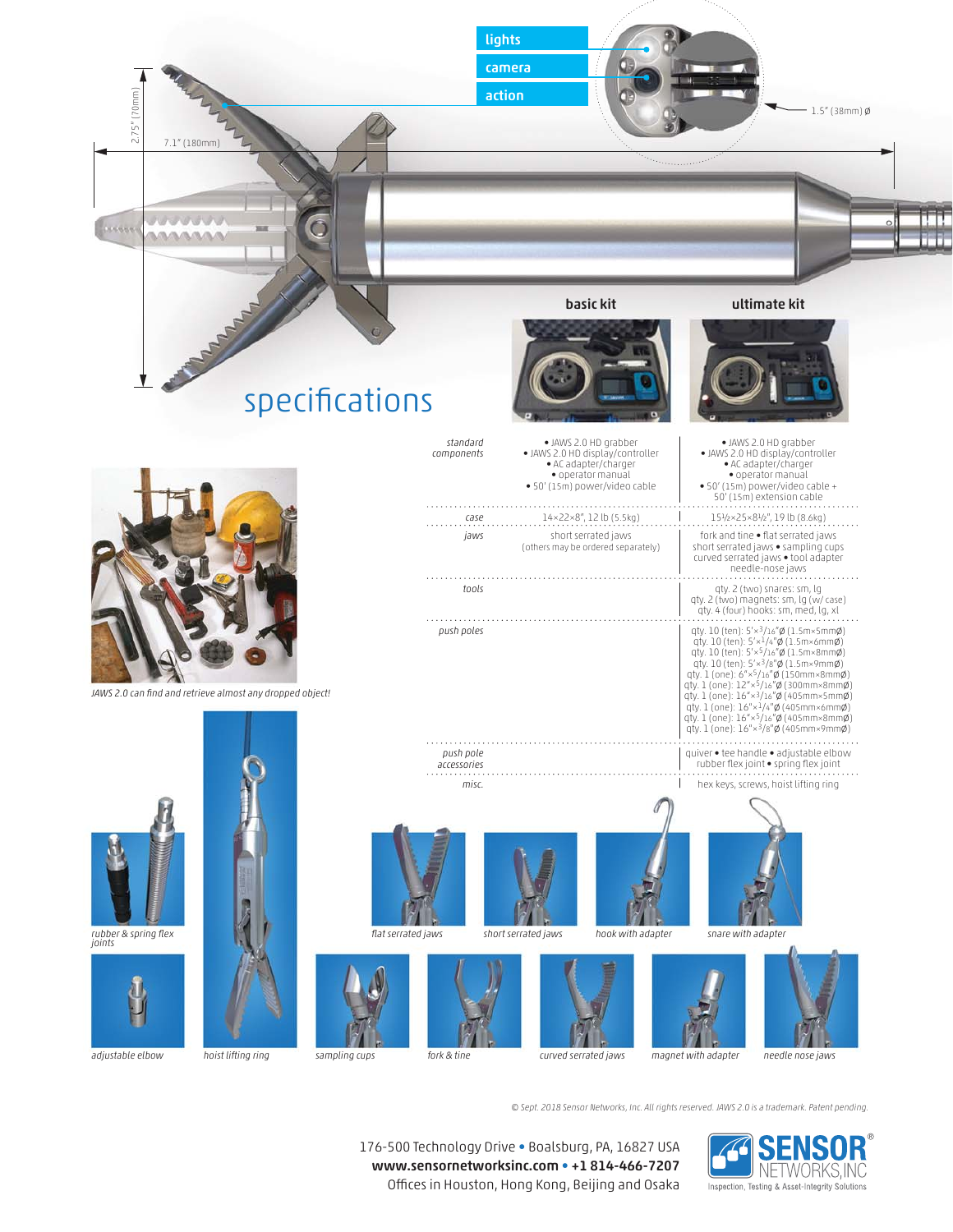lights

camera

action

1.5" (38mm) Ø

2.75" (70mm)

7.1" (180mm)

# specifications

| | basic kit | ultimate kit |
|---|---|---|
| *standard components* | • JAWS 2.0 HD grabber<br>• JAWS 2.0 HD display/controller<br>• AC adapter/charger<br>• operator manual<br>• 50' (15m) power/video cable | • JAWS 2.0 HD grabber<br>• JAWS 2.0 HD display/controller<br>• AC adapter/charger<br>• operator manual<br>• 50' (15m) power/video cable + 50' (15m) extension cable |
| *case* | 14×22×8", 12 lb (5.5kg) | 15½×25×8½", 19 lb (8.6kg) |
| *jaws* | short serrated jaws<br>(others may be ordered separately) | fork and tine • flat serrated jaws<br>short serrated jaws • sampling cups<br>curved serrated jaws • tool adapter<br>needle-nose jaws |
| *tools* | | qty. 2 (two) snares: sm, lg<br>qty. 2 (two) magnets: sm, lg (w/ case)<br>qty. 4 (four) hooks: sm, med, lg, xl |
| *push poles* | | qty. 10 (ten): 5'×3/16"Ø (1.5m×5mmØ)<br>qty. 10 (ten): 5'×1/4"Ø (1.5m×6mmØ)<br>qty. 10 (ten): 5'×5/16"Ø (1.5m×8mmØ)<br>qty. 10 (ten): 5'×3/8"Ø (1.5m×9mmØ)<br>qty. 1 (one): 6"×5/16"Ø (150mm×8mmØ)<br>qty. 1 (one): 12"×5/16"Ø (300mm×8mmØ)<br>qty. 1 (one): 16"×3/16"Ø (405mm×5mmØ)<br>qty. 1 (one): 16"×1/4"Ø (405mm×6mmØ)<br>qty. 1 (one): 16"×5/16"Ø (405mm×8mmØ)<br>qty. 1 (one): 16"×3/8"Ø (405mm×9mmØ) |
| *push pole accessories* | | quiver • tee handle • adjustable elbow<br>rubber flex joint • spring flex joint |
| *misc.* | | hex keys, screws, hoist lifting ring |

*JAWS 2.0 can find and retrieve almost any dropped object!*

*rubber & spring flex joints*

*flat serrated jaws*

*short serrated jaws*

*hook with adapter*

*snare with adapter*

*adjustable elbow*

*hoist lifting ring*

*sampling cups*

*fork & tine*

*curved serrated jaws*

*magnet with adapter*

*needle nose jaws*

*© Sept. 2018 Sensor Networks, Inc. All rights reserved. JAWS 2.0 is a trademark. Patent pending.*

176-500 Technology Drive • Boalsburg, PA, 16827 USA
**www.sensornetworksinc.com • +1 814-466-7207**
Offices in Houston, Hong Kong, Beijing and Osaka

SENSOR® NETWORKS, INC
Inspection, Testing & Asset-Integrity Solutions